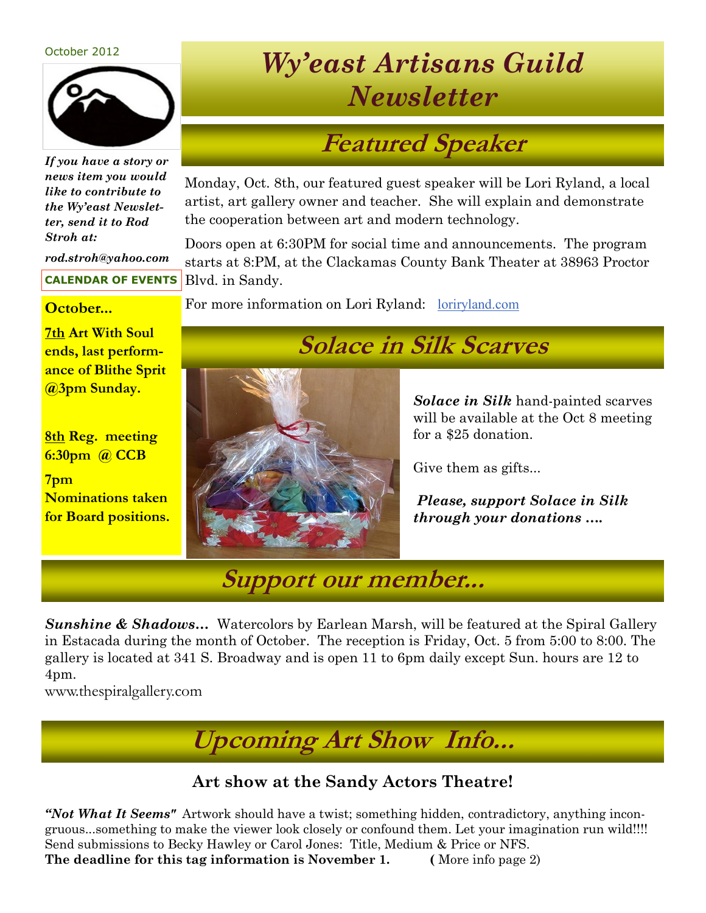October 2012

# Wy'east Artisans Guild Newsletter

*If you have a story or news item you would like to contribute to the Wy'east Newsletter, send it to Rod Stroh at:*

*rod.stroh@yahoo.com*

**CALENDAR OF EVENTS**

**October...**

**7th Art With Soul ends, last performance of Blithe Sprit @3pm Sunday.**

**8th Reg. meeting 6:30pm @ CCB**

**7pm Nominations taken for Board positions.**

## Featured Speaker

Monday, Oct. 8th, our featured guest speaker will be Lori Ryland, a local artist, art gallery owner and teacher. She will explain and demonstrate the cooperation between art and modern technology.

Doors open at 6:30PM for social time and announcements. The program starts at 8:PM, at the Clackamas County Bank Theater at 38963 Proctor Blvd. in Sandy.

For more information on Lori Ryland: loriryland.com

## Solace in Silk Scarves

***Solace in Silk*** hand-painted scarves will be available at the Oct 8 meeting for a $25 donation.

Give them as gifts...

***Please, support Solace in Silk through your donations ….***

## Support our member...

***Sunshine & Shadows…*** Watercolors by Earlean Marsh, will be featured at the Spiral Gallery in Estacada during the month of October. The reception is Friday, Oct. 5 from 5:00 to 8:00. The gallery is located at 341 S. Broadway and is open 11 to 6pm daily except Sun. hours are 12 to 4pm.
www.thespiralgallery.com

## Upcoming Art Show Info...

### Art show at the Sandy Actors Theatre!

***"Not What It Seems"*** Artwork should have a twist; something hidden, contradictory, anything incongruous...something to make the viewer look closely or confound them. Let your imagination run wild!!!! Send submissions to Becky Hawley or Carol Jones: Title, Medium & Price or NFS.
**The deadline for this tag information is November 1.** **(** More info page 2)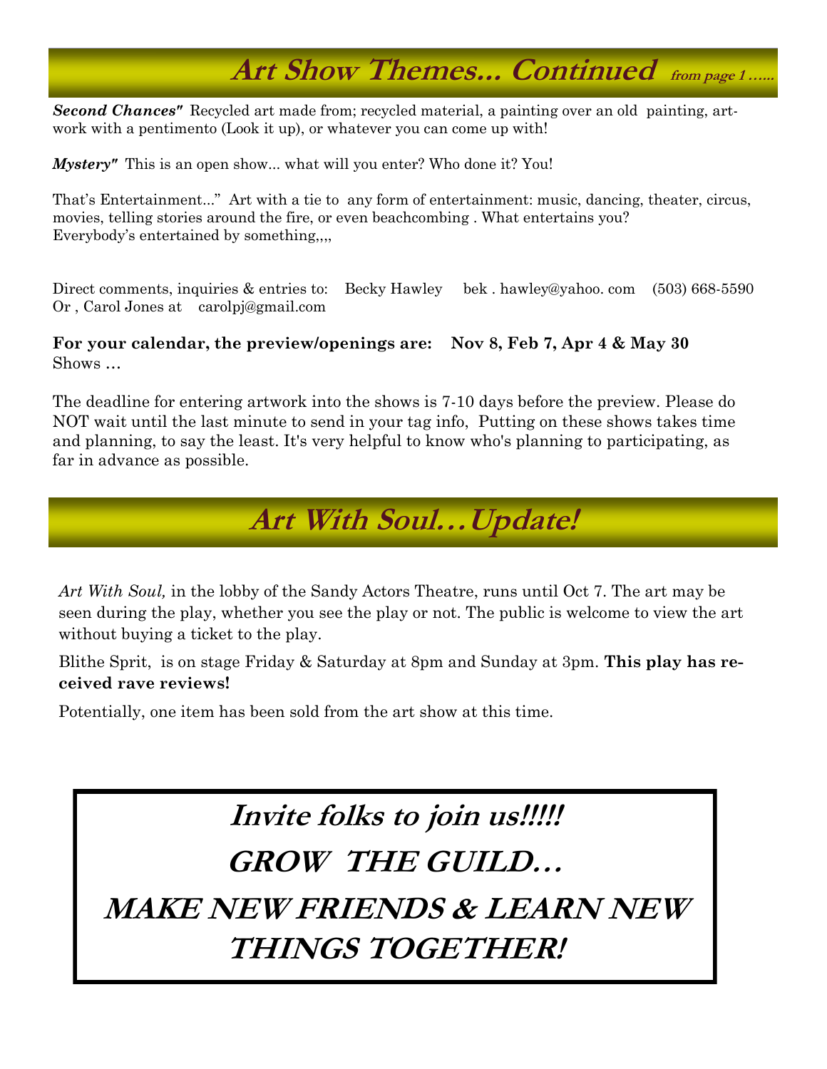## Art Show Themes... Continued *from page 1 …...*

***Second Chances"*** Recycled art made from; recycled material, a painting over an old painting, artwork with a pentimento (Look it up), or whatever you can come up with!

***Mystery"*** This is an open show... what will you enter? Who done it? You!

That's Entertainment..." Art with a tie to any form of entertainment: music, dancing, theater, circus, movies, telling stories around the fire, or even beachcombing . What entertains you? Everybody's entertained by something,,,,

Direct comments, inquiries & entries to: Becky Hawley bek . hawley@yahoo. com (503) 668-5590
Or , Carol Jones at carolpj@gmail.com

**For your calendar, the preview/openings are: Nov 8, Feb 7, Apr 4 & May 30**
Shows …

The deadline for entering artwork into the shows is 7-10 days before the preview. Please do NOT wait until the last minute to send in your tag info, Putting on these shows takes time and planning, to say the least. It's very helpful to know who's planning to participating, as far in advance as possible.

## Art With Soul…Update!

*Art With Soul,* in the lobby of the Sandy Actors Theatre, runs until Oct 7. The art may be seen during the play, whether you see the play or not. The public is welcome to view the art without buying a ticket to the play.

Blithe Sprit, is on stage Friday & Saturday at 8pm and Sunday at 3pm. **This play has received rave reviews!**

Potentially, one item has been sold from the art show at this time.

***Invite folks to join us!!!!!***

**GROW THE GUILD…**

**MAKE NEW FRIENDS & LEARN NEW THINGS TOGETHER!**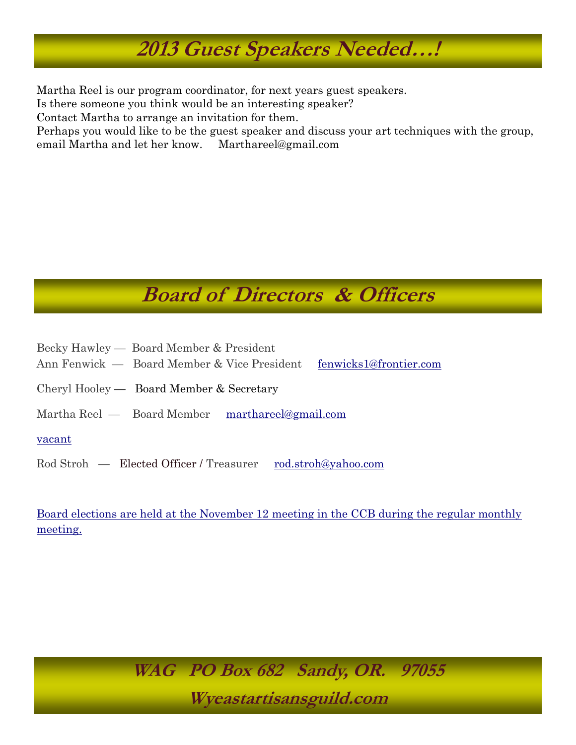## *2013 Guest Speakers Needed…!*

Martha Reel is our program coordinator, for next years guest speakers.
Is there someone you think would be an interesting speaker?
Contact Martha to arrange an invitation for them.
Perhaps you would like to be the guest speaker and discuss your art techniques with the group, email Martha and let her know. Marthareel@gmail.com

## *Board of Directors & Officers*

Becky Hawley — Board Member & President
Ann Fenwick — Board Member & Vice President fenwicks1@frontier.com

Cheryl Hooley — Board Member & Secretary

Martha Reel — Board Member marthareel@gmail.com

vacant

Rod Stroh — Elected Officer / Treasurer rod.stroh@yahoo.com

Board elections are held at the November 12 meeting in the CCB during the regular monthly meeting.

## *WAG PO Box 682 Sandy, OR. 97055*

## *Wyeastartisansguild.com*